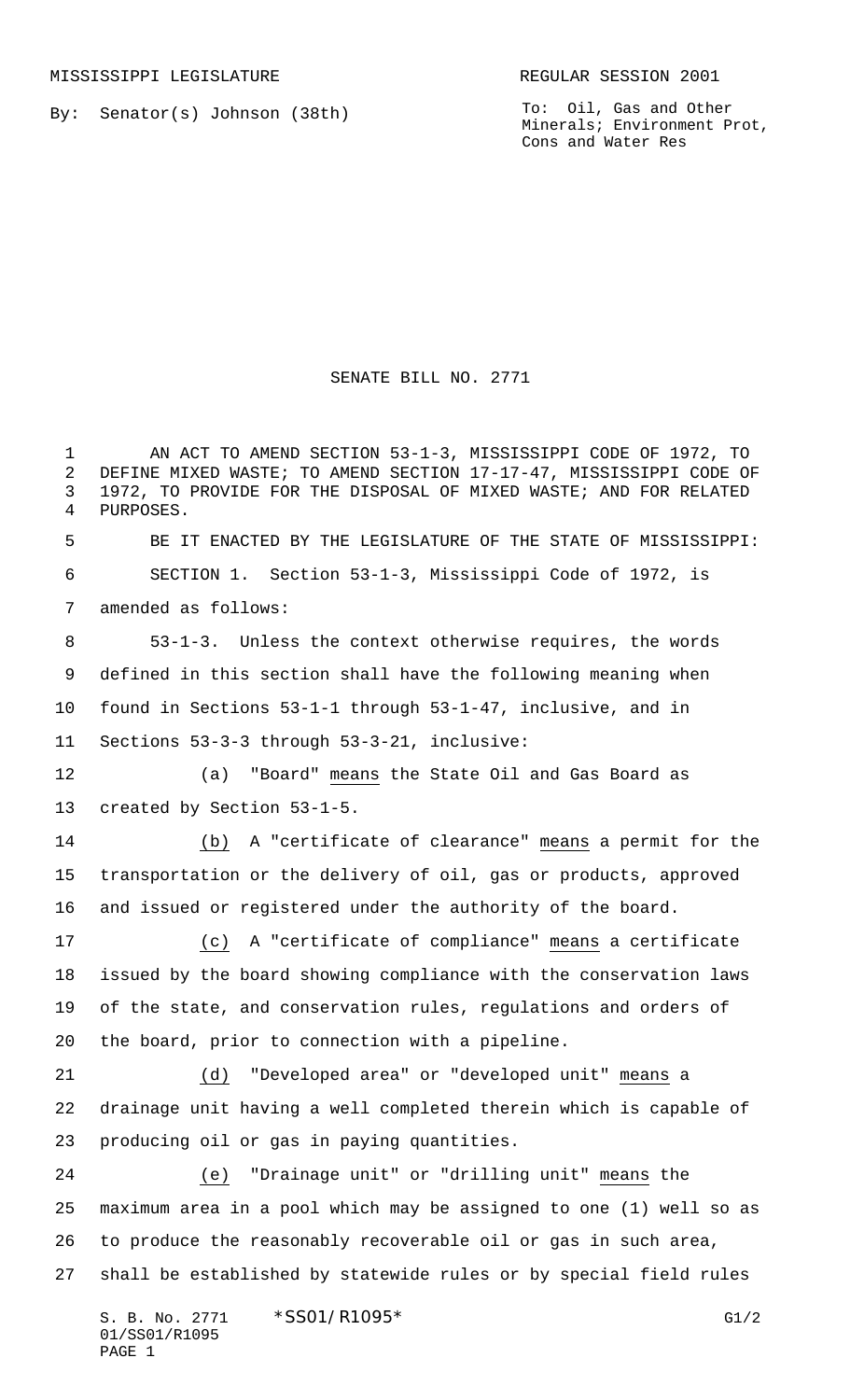MISSISSIPPI LEGISLATURE REGULAR SESSION 2001

By: Senator(s) Johnson (38th)

To: Oil, Gas and Other Minerals; Environment Prot, Cons and Water Res

# SENATE BILL NO. 2771

AN ACT TO AMEND SECTION 53-1-3, MISSISSIPPI CODE OF 1972, TO DEFINE MIXED WASTE; TO AMEND SECTION 17-17-47, MISSISSIPPI CODE OF 1972, TO PROVIDE FOR THE DISPOSAL OF MIXED WASTE; AND FOR RELATED PURPOSES.

BE IT ENACTED BY THE LEGISLATURE OF THE STATE OF MISSISSIPPI:

SECTION 1. Section 53-1-3, Mississippi Code of 1972, is amended as follows:

53-1-3. Unless the context otherwise requires, the words defined in this section shall have the following meaning when found in Sections 53-1-1 through 53-1-47, inclusive, and in Sections 53-3-3 through 53-3-21, inclusive:

(a) "Board" means the State Oil and Gas Board as created by Section 53-1-5.

(b) A "certificate of clearance" means a permit for the transportation or the delivery of oil, gas or products, approved and issued or registered under the authority of the board.

(c) A "certificate of compliance" means a certificate issued by the board showing compliance with the conservation laws of the state, and conservation rules, regulations and orders of the board, prior to connection with a pipeline.

(d) "Developed area" or "developed unit" means a drainage unit having a well completed therein which is capable of producing oil or gas in paying quantities.

(e) "Drainage unit" or "drilling unit" means the maximum area in a pool which may be assigned to one (1) well so as to produce the reasonably recoverable oil or gas in such area, shall be established by statewide rules or by special field rules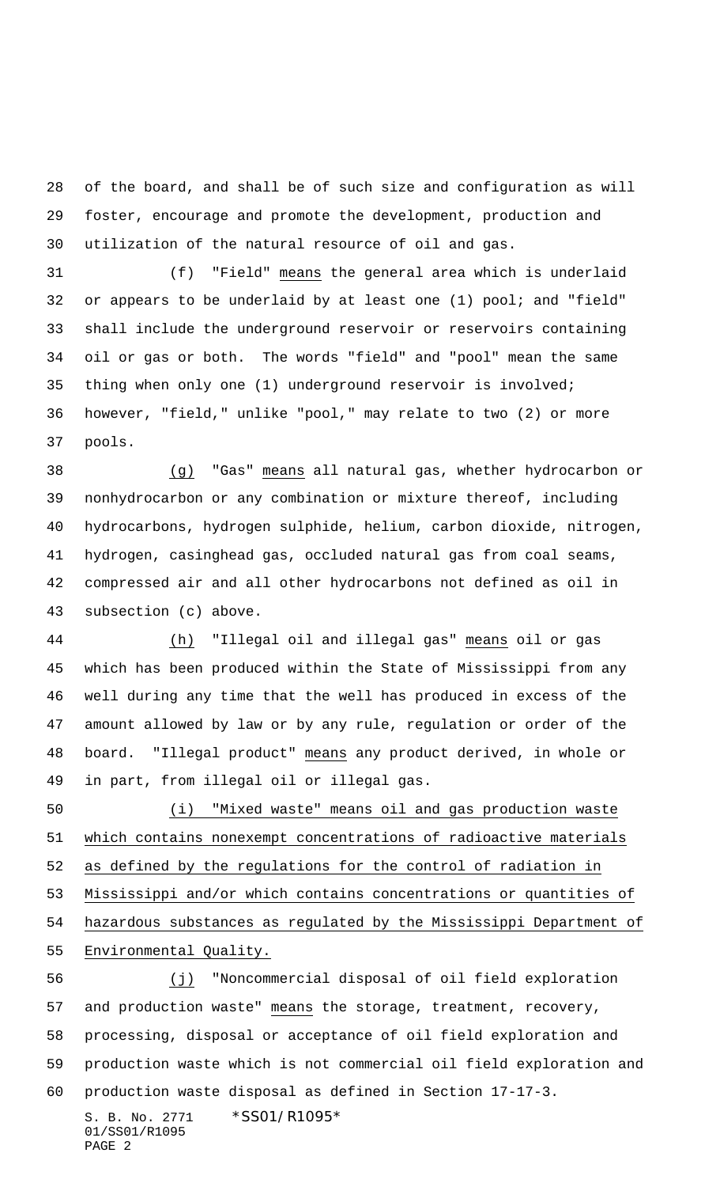of the board, and shall be of such size and configuration as will foster, encourage and promote the development, production and utilization of the natural resource of oil and gas.

(f) "Field" means the general area which is underlaid or appears to be underlaid by at least one (1) pool; and "field" shall include the underground reservoir or reservoirs containing oil or gas or both. The words "field" and "pool" mean the same thing when only one (1) underground reservoir is involved; however, "field," unlike "pool," may relate to two (2) or more pools.

(g) "Gas" means all natural gas, whether hydrocarbon or nonhydrocarbon or any combination or mixture thereof, including hydrocarbons, hydrogen sulphide, helium, carbon dioxide, nitrogen, hydrogen, casinghead gas, occluded natural gas from coal seams, compressed air and all other hydrocarbons not defined as oil in subsection (c) above.

(h) "Illegal oil and illegal gas" means oil or gas which has been produced within the State of Mississippi from any well during any time that the well has produced in excess of the amount allowed by law or by any rule, regulation or order of the board. "Illegal product" means any product derived, in whole or in part, from illegal oil or illegal gas.

(i) "Mixed waste" means oil and gas production waste which contains nonexempt concentrations of radioactive materials as defined by the regulations for the control of radiation in Mississippi and/or which contains concentrations or quantities of hazardous substances as regulated by the Mississippi Department of Environmental Quality.

(j) "Noncommercial disposal of oil field exploration and production waste" means the storage, treatment, recovery, processing, disposal or acceptance of oil field exploration and production waste which is not commercial oil field exploration and production waste disposal as defined in Section 17-17-3.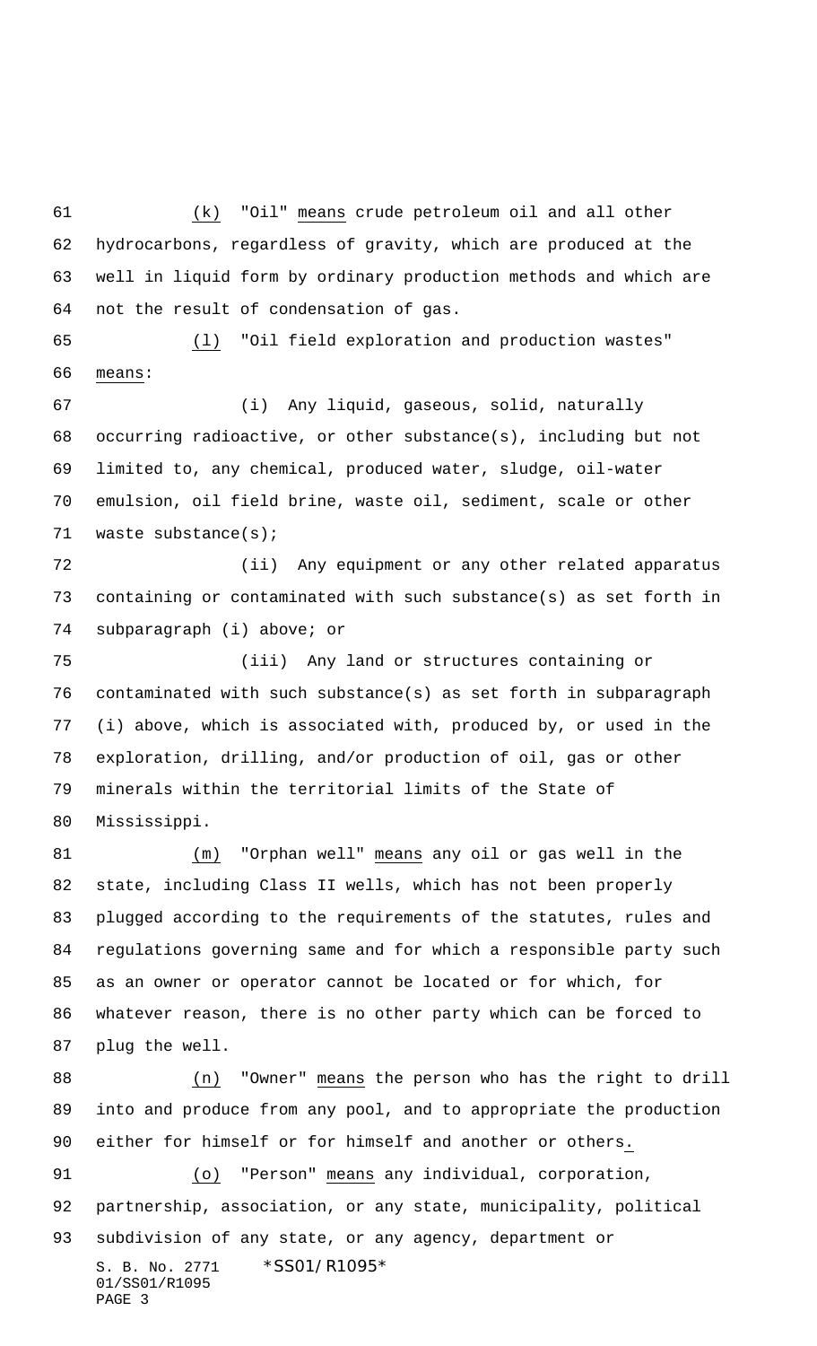(k) "Oil" means crude petroleum oil and all other hydrocarbons, regardless of gravity, which are produced at the well in liquid form by ordinary production methods and which are not the result of condensation of gas.

(l) "Oil field exploration and production wastes" means:

(i) Any liquid, gaseous, solid, naturally occurring radioactive, or other substance(s), including but not limited to, any chemical, produced water, sludge, oil-water emulsion, oil field brine, waste oil, sediment, scale or other waste substance(s);

(ii) Any equipment or any other related apparatus containing or contaminated with such substance(s) as set forth in subparagraph (i) above; or

(iii) Any land or structures containing or contaminated with such substance(s) as set forth in subparagraph (i) above, which is associated with, produced by, or used in the exploration, drilling, and/or production of oil, gas or other minerals within the territorial limits of the State of Mississippi.

(m) "Orphan well" means any oil or gas well in the state, including Class II wells, which has not been properly plugged according to the requirements of the statutes, rules and regulations governing same and for which a responsible party such as an owner or operator cannot be located or for which, for whatever reason, there is no other party which can be forced to plug the well.

(n) "Owner" means the person who has the right to drill into and produce from any pool, and to appropriate the production either for himself or for himself and another or others.

(o) "Person" means any individual, corporation, partnership, association, or any state, municipality, political subdivision of any state, or any agency, department or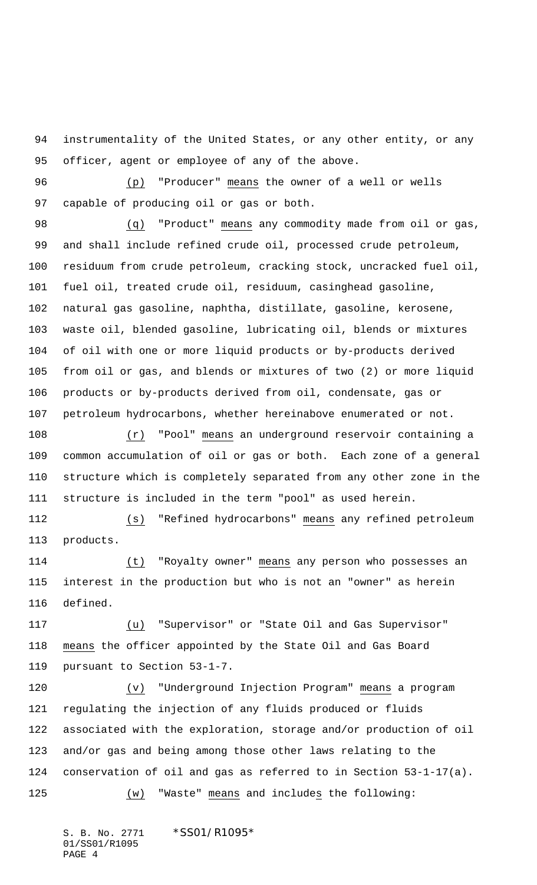instrumentality of the United States, or any other entity, or any officer, agent or employee of any of the above.

(p) "Producer" means the owner of a well or wells capable of producing oil or gas or both.

(q) "Product" means any commodity made from oil or gas, and shall include refined crude oil, processed crude petroleum, residuum from crude petroleum, cracking stock, uncracked fuel oil, fuel oil, treated crude oil, residuum, casinghead gasoline, natural gas gasoline, naphtha, distillate, gasoline, kerosene, waste oil, blended gasoline, lubricating oil, blends or mixtures of oil with one or more liquid products or by-products derived from oil or gas, and blends or mixtures of two (2) or more liquid products or by-products derived from oil, condensate, gas or petroleum hydrocarbons, whether hereinabove enumerated or not.

(r) "Pool" means an underground reservoir containing a common accumulation of oil or gas or both. Each zone of a general structure which is completely separated from any other zone in the structure is included in the term "pool" as used herein.

(s) "Refined hydrocarbons" means any refined petroleum products.

(t) "Royalty owner" means any person who possesses an interest in the production but who is not an "owner" as herein defined.

(u) "Supervisor" or "State Oil and Gas Supervisor" means the officer appointed by the State Oil and Gas Board pursuant to Section 53-1-7.

(v) "Underground Injection Program" means a program regulating the injection of any fluids produced or fluids associated with the exploration, storage and/or production of oil and/or gas and being among those other laws relating to the conservation of oil and gas as referred to in Section 53-1-17(a).

(w) "Waste" means and includes the following: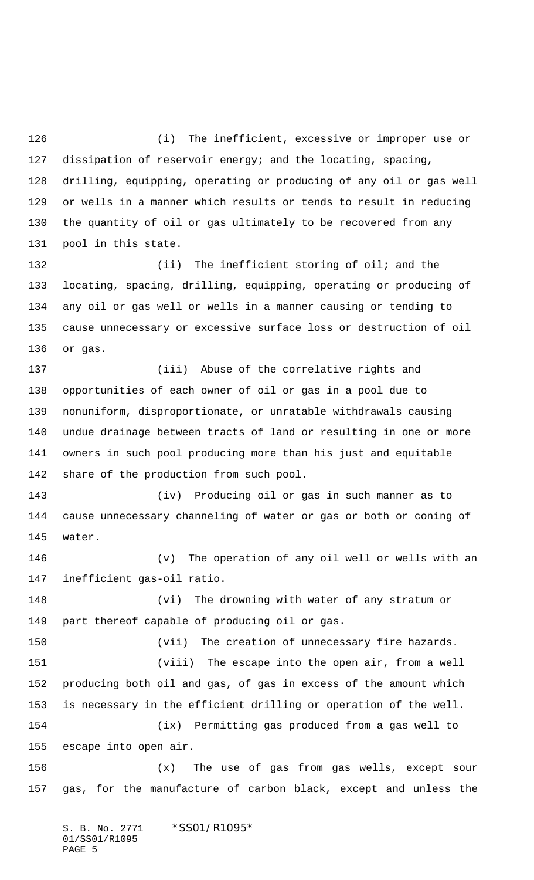(i) The inefficient, excessive or improper use or dissipation of reservoir energy; and the locating, spacing, drilling, equipping, operating or producing of any oil or gas well or wells in a manner which results or tends to result in reducing the quantity of oil or gas ultimately to be recovered from any pool in this state.

(ii) The inefficient storing of oil; and the locating, spacing, drilling, equipping, operating or producing of any oil or gas well or wells in a manner causing or tending to cause unnecessary or excessive surface loss or destruction of oil or gas.

(iii) Abuse of the correlative rights and opportunities of each owner of oil or gas in a pool due to nonuniform, disproportionate, or unratable withdrawals causing undue drainage between tracts of land or resulting in one or more owners in such pool producing more than his just and equitable share of the production from such pool.

(iv) Producing oil or gas in such manner as to cause unnecessary channeling of water or gas or both or coning of water.

(v) The operation of any oil well or wells with an inefficient gas-oil ratio.

(vi) The drowning with water of any stratum or part thereof capable of producing oil or gas.

(vii) The creation of unnecessary fire hazards.

(viii) The escape into the open air, from a well producing both oil and gas, of gas in excess of the amount which is necessary in the efficient drilling or operation of the well.

(ix) Permitting gas produced from a gas well to escape into open air.

(x) The use of gas from gas wells, except sour gas, for the manufacture of carbon black, except and unless the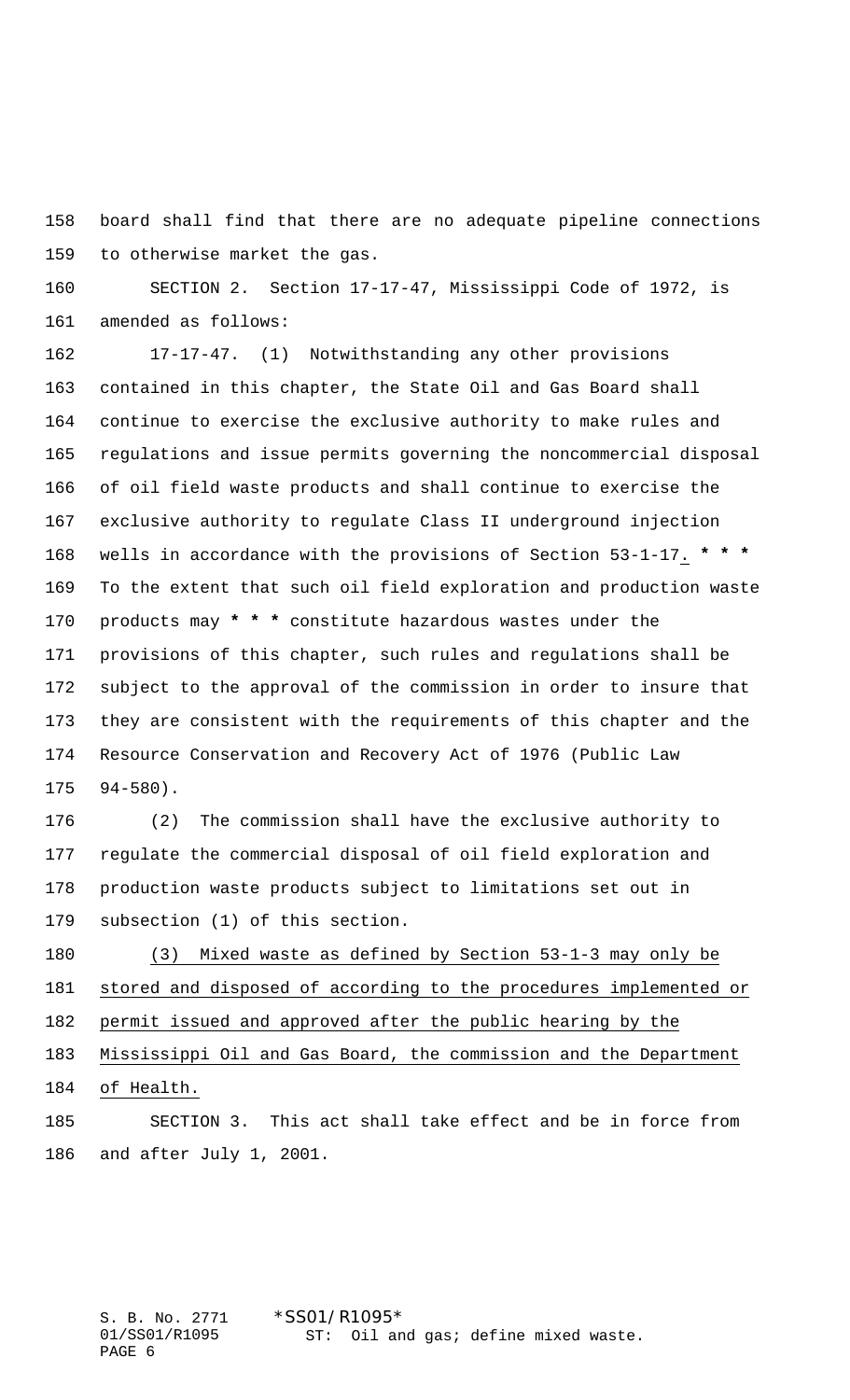board shall find that there are no adequate pipeline connections to otherwise market the gas.

SECTION 2. Section 17-17-47, Mississippi Code of 1972, is amended as follows:

17-17-47. (1) Notwithstanding any other provisions contained in this chapter, the State Oil and Gas Board shall continue to exercise the exclusive authority to make rules and regulations and issue permits governing the noncommercial disposal of oil field waste products and shall continue to exercise the exclusive authority to regulate Class II underground injection wells in accordance with the provisions of Section 53-1-17. *** To the extent that such oil field exploration and production waste products may *** constitute hazardous wastes under the provisions of this chapter, such rules and regulations shall be subject to the approval of the commission in order to insure that they are consistent with the requirements of this chapter and the Resource Conservation and Recovery Act of 1976 (Public Law 94-580).

(2) The commission shall have the exclusive authority to regulate the commercial disposal of oil field exploration and production waste products subject to limitations set out in subsection (1) of this section.

(3) Mixed waste as defined by Section 53-1-3 may only be stored and disposed of according to the procedures implemented or permit issued and approved after the public hearing by the Mississippi Oil and Gas Board, the commission and the Department of Health.

SECTION 3. This act shall take effect and be in force from and after July 1, 2001.